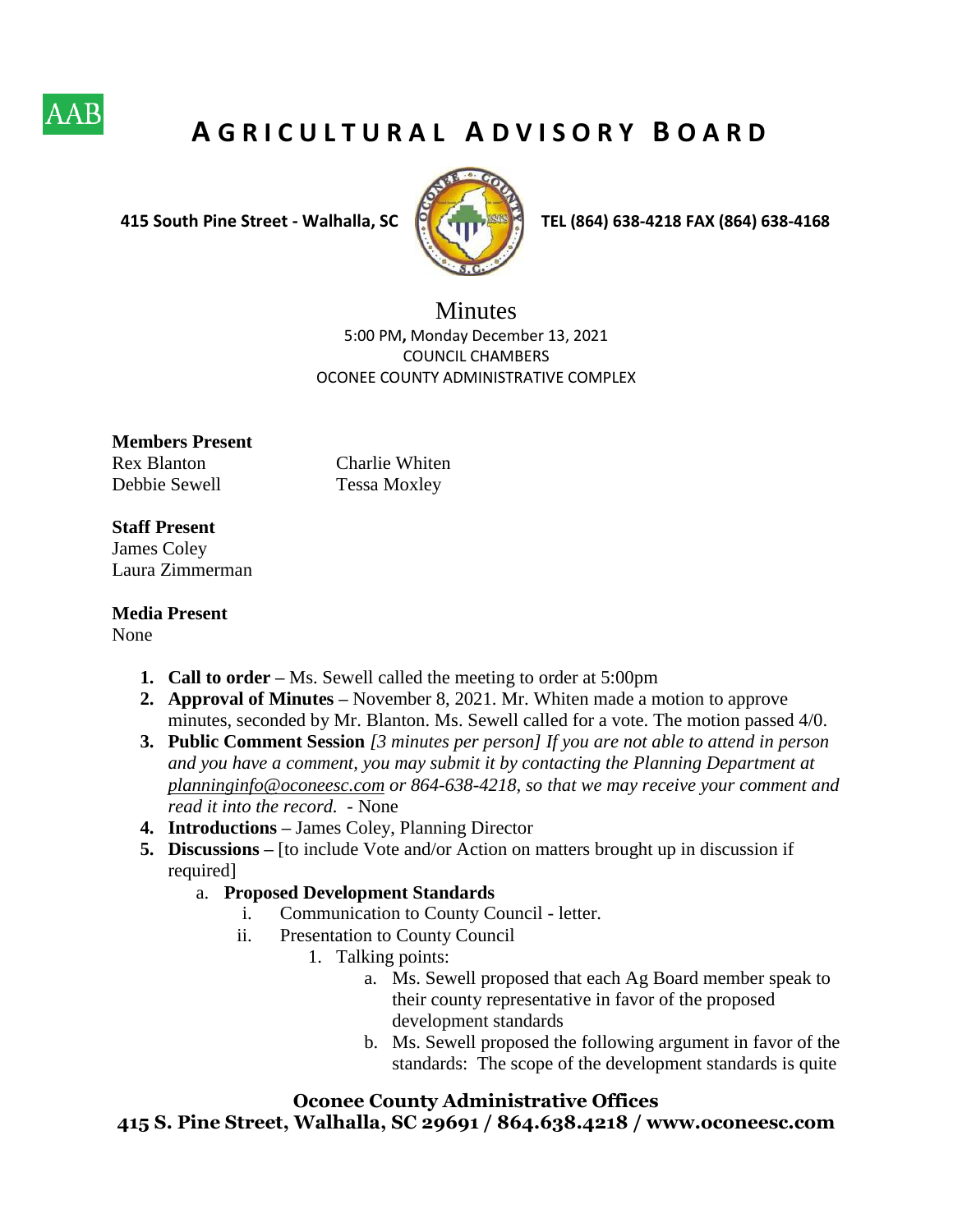AAB

# AGRICULTURAL ADVISORY BOARD

**415 South Pine Street - Walhalla, SC** **TEL (864) 638-4218 FAX (864) 638-4168**

## Minutes

5:00 PM, Monday December 13, 2021
COUNCIL CHAMBERS
OCONEE COUNTY ADMINISTRATIVE COMPLEX

**Members Present**

Rex Blanton
Debbie Sewell
Charlie Whiten
Tessa Moxley

**Staff Present**

James Coley
Laura Zimmerman

**Media Present**

None

1. **Call to order –** Ms. Sewell called the meeting to order at 5:00pm
2. **Approval of Minutes –** November 8, 2021. Mr. Whiten made a motion to approve minutes, seconded by Mr. Blanton. Ms. Sewell called for a vote. The motion passed 4/0.
3. **Public Comment Session** *[3 minutes per person] If you are not able to attend in person and you have a comment, you may submit it by contacting the Planning Department at planninginfo@oconeesc.com or 864-638-4218, so that we may receive your comment and read it into the record.* - None
4. **Introductions –** James Coley, Planning Director
5. **Discussions –** [to include Vote and/or Action on matters brought up in discussion if required]
   a. **Proposed Development Standards**
      i. Communication to County Council - letter.
      ii. Presentation to County Council
         1. Talking points:
            a. Ms. Sewell proposed that each Ag Board member speak to their county representative in favor of the proposed development standards
            b. Ms. Sewell proposed the following argument in favor of the standards: The scope of the development standards is quite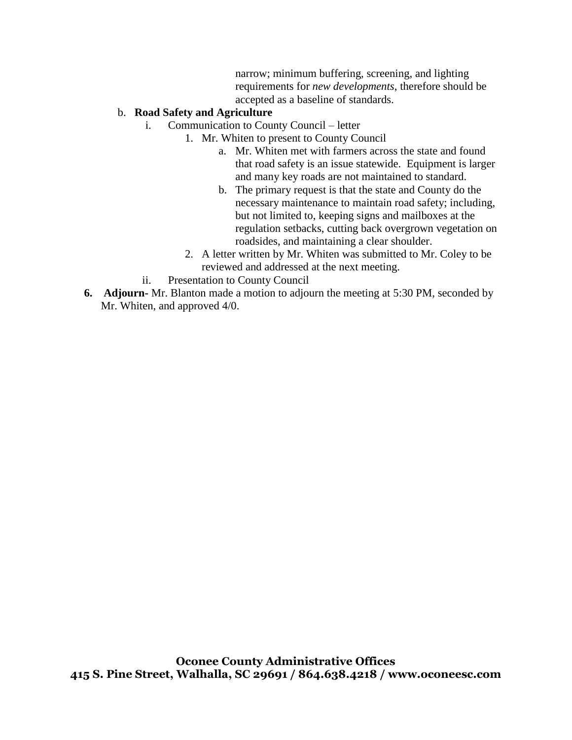narrow; minimum buffering, screening, and lighting requirements for *new developments*, therefore should be accepted as a baseline of standards.

b. **Road Safety and Agriculture**
   i. Communication to County Council – letter
      1. Mr. Whiten to present to County Council
         a. Mr. Whiten met with farmers across the state and found that road safety is an issue statewide. Equipment is larger and many key roads are not maintained to standard.
         b. The primary request is that the state and County do the necessary maintenance to maintain road safety; including, but not limited to, keeping signs and mailboxes at the regulation setbacks, cutting back overgrown vegetation on roadsides, and maintaining a clear shoulder.
      2. A letter written by Mr. Whiten was submitted to Mr. Coley to be reviewed and addressed at the next meeting.
   ii. Presentation to County Council

6. **Adjourn-** Mr. Blanton made a motion to adjourn the meeting at 5:30 PM, seconded by Mr. Whiten, and approved 4/0.

**Oconee County Administrative Offices**
**415 S. Pine Street, Walhalla, SC 29691 / 864.638.4218 / www.oconeesc.com**